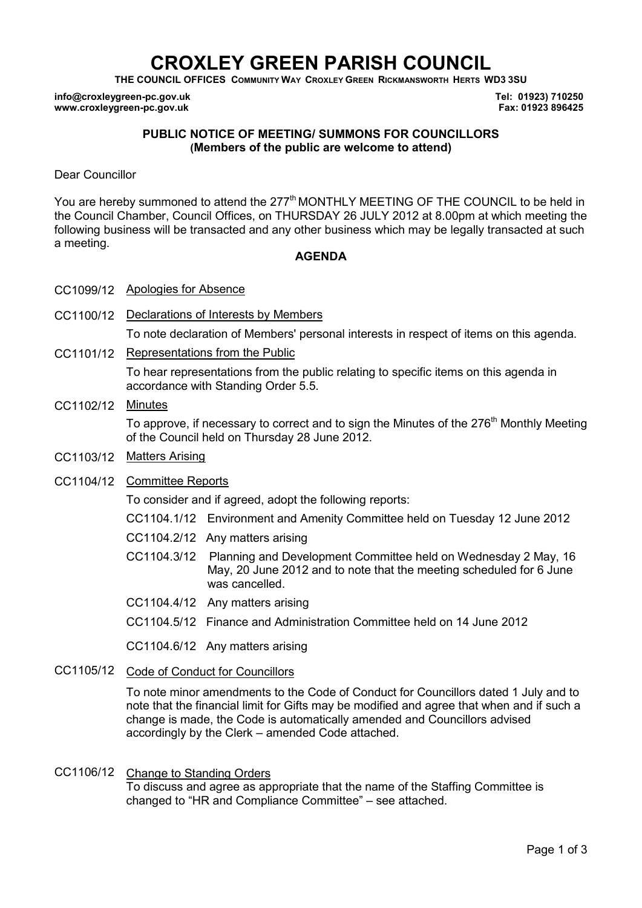# CROXLEY GREEN PARISH COUNCIL

**THE COUNCIL OFFICES COMMUNITY WAY CROXLEY GREEN RICKMANSWORTH HERTS WD3 3SU**

**info@croxleygreen-pc.gov.uk** **Tel: 01923) 710250**
**www.croxleygreen-pc.gov.uk** **Fax: 01923 896425**

**PUBLIC NOTICE OF MEETING/ SUMMONS FOR COUNCILLORS**
**(Members of the public are welcome to attend)**

Dear Councillor

You are hereby summoned to attend the 277th MONTHLY MEETING OF THE COUNCIL to be held in the Council Chamber, Council Offices, on THURSDAY 26 JULY 2012 at 8.00pm at which meeting the following business will be transacted and any other business which may be legally transacted at such a meeting.

**AGENDA**

CC1099/12 Apologies for Absence

CC1100/12 Declarations of Interests by Members

To note declaration of Members' personal interests in respect of items on this agenda.

CC1101/12 Representations from the Public

To hear representations from the public relating to specific items on this agenda in accordance with Standing Order 5.5.

CC1102/12 Minutes

To approve, if necessary to correct and to sign the Minutes of the 276th Monthly Meeting of the Council held on Thursday 28 June 2012.

CC1103/12 Matters Arising

CC1104/12 Committee Reports

To consider and if agreed, adopt the following reports:

- CC1104.1/12 Environment and Amenity Committee held on Tuesday 12 June 2012
- CC1104.2/12 Any matters arising
- CC1104.3/12 Planning and Development Committee held on Wednesday 2 May, 16 May, 20 June 2012 and to note that the meeting scheduled for 6 June was cancelled.
- CC1104.4/12 Any matters arising
- CC1104.5/12 Finance and Administration Committee held on 14 June 2012
- CC1104.6/12 Any matters arising

CC1105/12 Code of Conduct for Councillors

To note minor amendments to the Code of Conduct for Councillors dated 1 July and to note that the financial limit for Gifts may be modified and agree that when and if such a change is made, the Code is automatically amended and Councillors advised accordingly by the Clerk – amended Code attached.

CC1106/12 Change to Standing Orders

To discuss and agree as appropriate that the name of the Staffing Committee is changed to "HR and Compliance Committee" – see attached.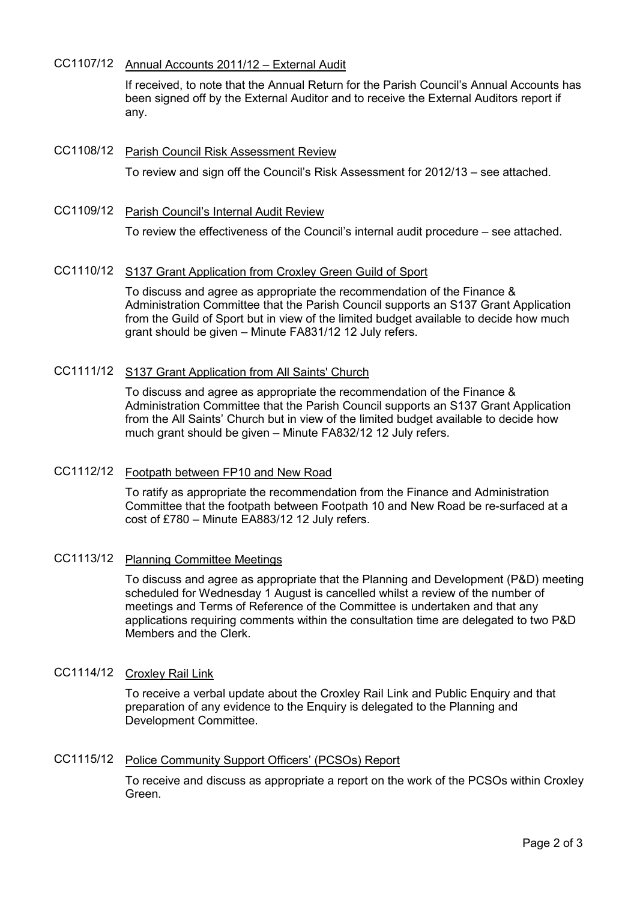CC1107/12 Annual Accounts 2011/12 – External Audit

If received, to note that the Annual Return for the Parish Council's Annual Accounts has been signed off by the External Auditor and to receive the External Auditors report if any.

CC1108/12 Parish Council Risk Assessment Review

To review and sign off the Council's Risk Assessment for 2012/13 – see attached.

CC1109/12 Parish Council's Internal Audit Review

To review the effectiveness of the Council's internal audit procedure – see attached.

CC1110/12 S137 Grant Application from Croxley Green Guild of Sport

To discuss and agree as appropriate the recommendation of the Finance & Administration Committee that the Parish Council supports an S137 Grant Application from the Guild of Sport but in view of the limited budget available to decide how much grant should be given – Minute FA831/12 12 July refers.

CC1111/12 S137 Grant Application from All Saints' Church

To discuss and agree as appropriate the recommendation of the Finance & Administration Committee that the Parish Council supports an S137 Grant Application from the All Saints' Church but in view of the limited budget available to decide how much grant should be given – Minute FA832/12 12 July refers.

CC1112/12 Footpath between FP10 and New Road

To ratify as appropriate the recommendation from the Finance and Administration Committee that the footpath between Footpath 10 and New Road be re-surfaced at a cost of £780 – Minute EA883/12 12 July refers.

CC1113/12 Planning Committee Meetings

To discuss and agree as appropriate that the Planning and Development (P&D) meeting scheduled for Wednesday 1 August is cancelled whilst a review of the number of meetings and Terms of Reference of the Committee is undertaken and that any applications requiring comments within the consultation time are delegated to two P&D Members and the Clerk.

CC1114/12 Croxley Rail Link

To receive a verbal update about the Croxley Rail Link and Public Enquiry and that preparation of any evidence to the Enquiry is delegated to the Planning and Development Committee.

CC1115/12 Police Community Support Officers' (PCSOs) Report

To receive and discuss as appropriate a report on the work of the PCSOs within Croxley Green.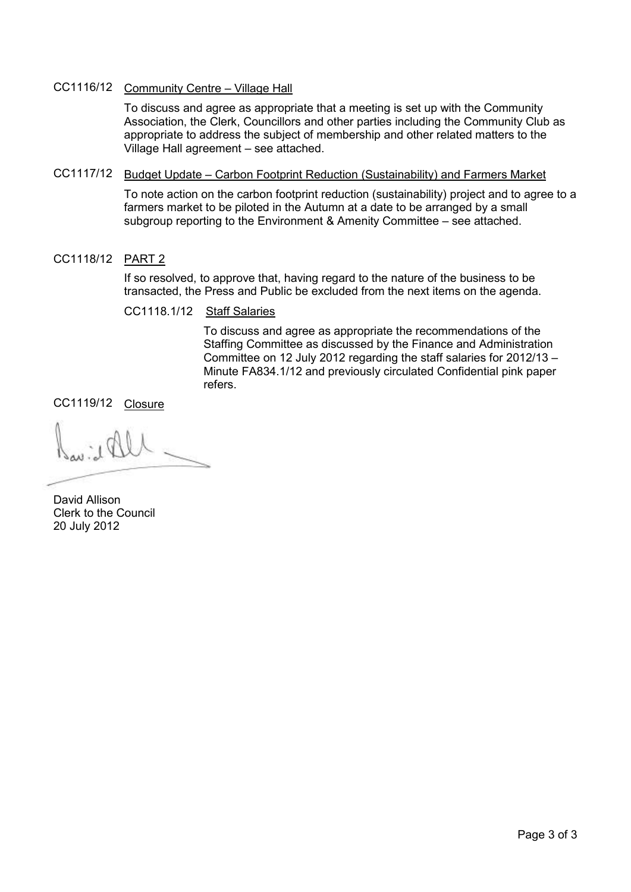CC1116/12 Community Centre – Village Hall

To discuss and agree as appropriate that a meeting is set up with the Community Association, the Clerk, Councillors and other parties including the Community Club as appropriate to address the subject of membership and other related matters to the Village Hall agreement – see attached.

CC1117/12 Budget Update – Carbon Footprint Reduction (Sustainability) and Farmers Market

To note action on the carbon footprint reduction (sustainability) project and to agree to a farmers market to be piloted in the Autumn at a date to be arranged by a small subgroup reporting to the Environment & Amenity Committee – see attached.

CC1118/12 PART 2

If so resolved, to approve that, having regard to the nature of the business to be transacted, the Press and Public be excluded from the next items on the agenda.

CC1118.1/12 Staff Salaries

To discuss and agree as appropriate the recommendations of the Staffing Committee as discussed by the Finance and Administration Committee on 12 July 2012 regarding the staff salaries for 2012/13 – Minute FA834.1/12 and previously circulated Confidential pink paper refers.

CC1119/12 Closure

David Allison
Clerk to the Council
20 July 2012